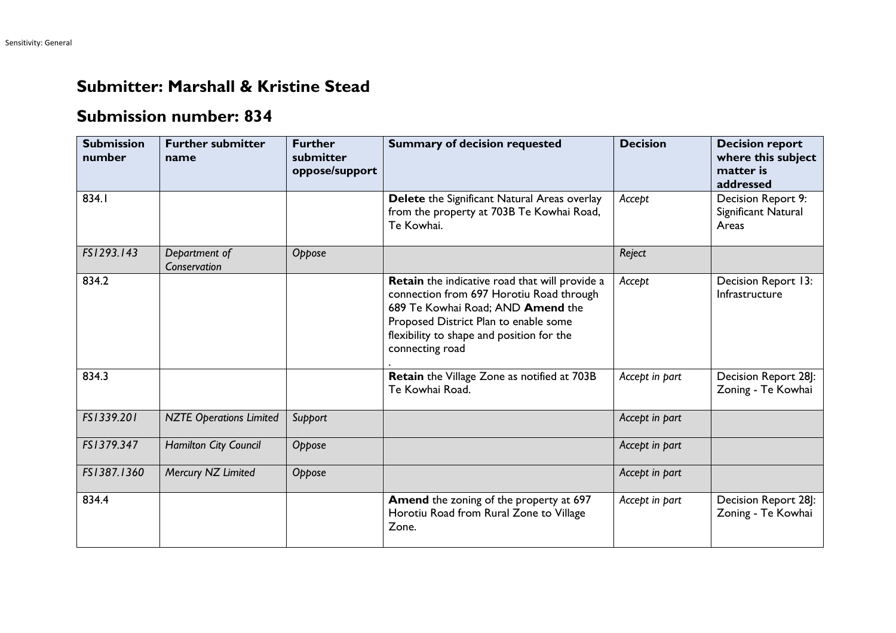## Submitter: Marshall & Kristine Stead

## Submission number: 834

| Submission number | Further submitter name | Further submitter oppose/support | Summary of decision requested | Decision | Decision report where this subject matter is addressed |
|---|---|---|---|---|---|
| 834.1 | | | **Delete** the Significant Natural Areas overlay from the property at 703B Te Kowhai Road, Te Kowhai. | *Accept* | Decision Report 9: Significant Natural Areas |
| *FS1293.143* | *Department of Conservation* | *Oppose* | | *Reject* | |
| 834.2 | | | **Retain** the indicative road that will provide a connection from 697 Horotiu Road through 689 Te Kowhai Road; AND **Amend** the Proposed District Plan to enable some flexibility to shape and position for the connecting road . | *Accept* | Decision Report 13: Infrastructure |
| 834.3 | | | **Retain** the Village Zone as notified at 703B Te Kowhai Road. | *Accept in part* | Decision Report 28J: Zoning - Te Kowhai |
| *FS1339.201* | *NZTE Operations Limited* | *Support* | | *Accept in part* | |
| *FS1379.347* | *Hamilton City Council* | *Oppose* | | *Accept in part* | |
| *FS1387.1360* | *Mercury NZ Limited* | *Oppose* | | *Accept in part* | |
| 834.4 | | | **Amend** the zoning of the property at 697 Horotiu Road from Rural Zone to Village Zone. | *Accept in part* | Decision Report 28J: Zoning - Te Kowhai |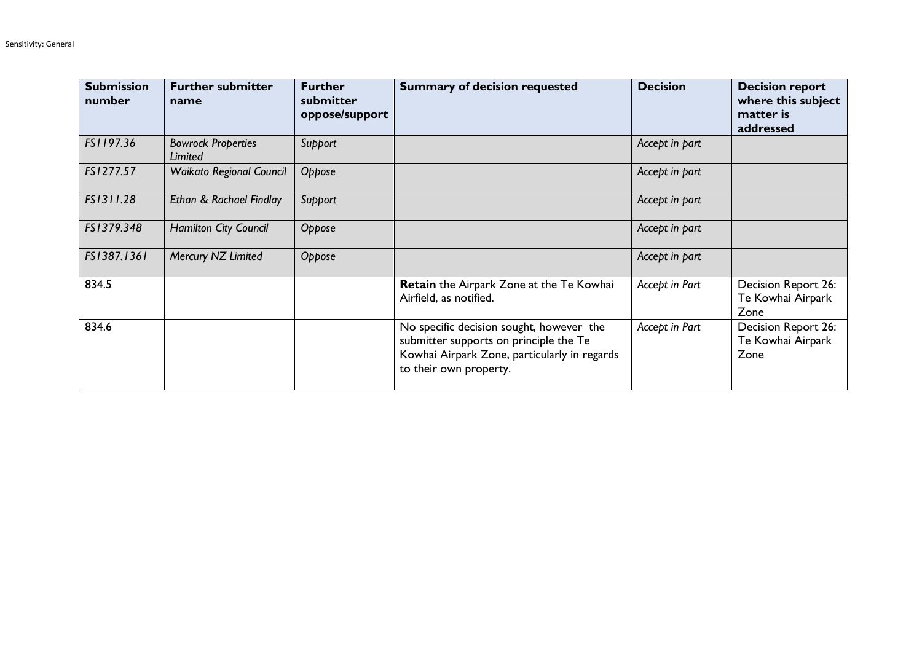| Submission number | Further submitter name | Further submitter oppose/support | Summary of decision requested | Decision | Decision report where this subject matter is addressed |
|---|---|---|---|---|---|
| *FS1197.36* | *Bowrock Properties Limited* | *Support* | | *Accept in part* | |
| *FS1277.57* | *Waikato Regional Council* | *Oppose* | | *Accept in part* | |
| *FS1311.28* | *Ethan & Rachael Findlay* | *Support* | | *Accept in part* | |
| *FS1379.348* | *Hamilton City Council* | *Oppose* | | *Accept in part* | |
| *FS1387.1361* | *Mercury NZ Limited* | *Oppose* | | *Accept in part* | |
| 834.5 | | | **Retain** the Airpark Zone at the Te Kowhai Airfield, as notified. | *Accept in Part* | Decision Report 26: Te Kowhai Airpark Zone |
| 834.6 | | | No specific decision sought, however the submitter supports on principle the Te Kowhai Airpark Zone, particularly in regards to their own property. | *Accept in Part* | Decision Report 26: Te Kowhai Airpark Zone |